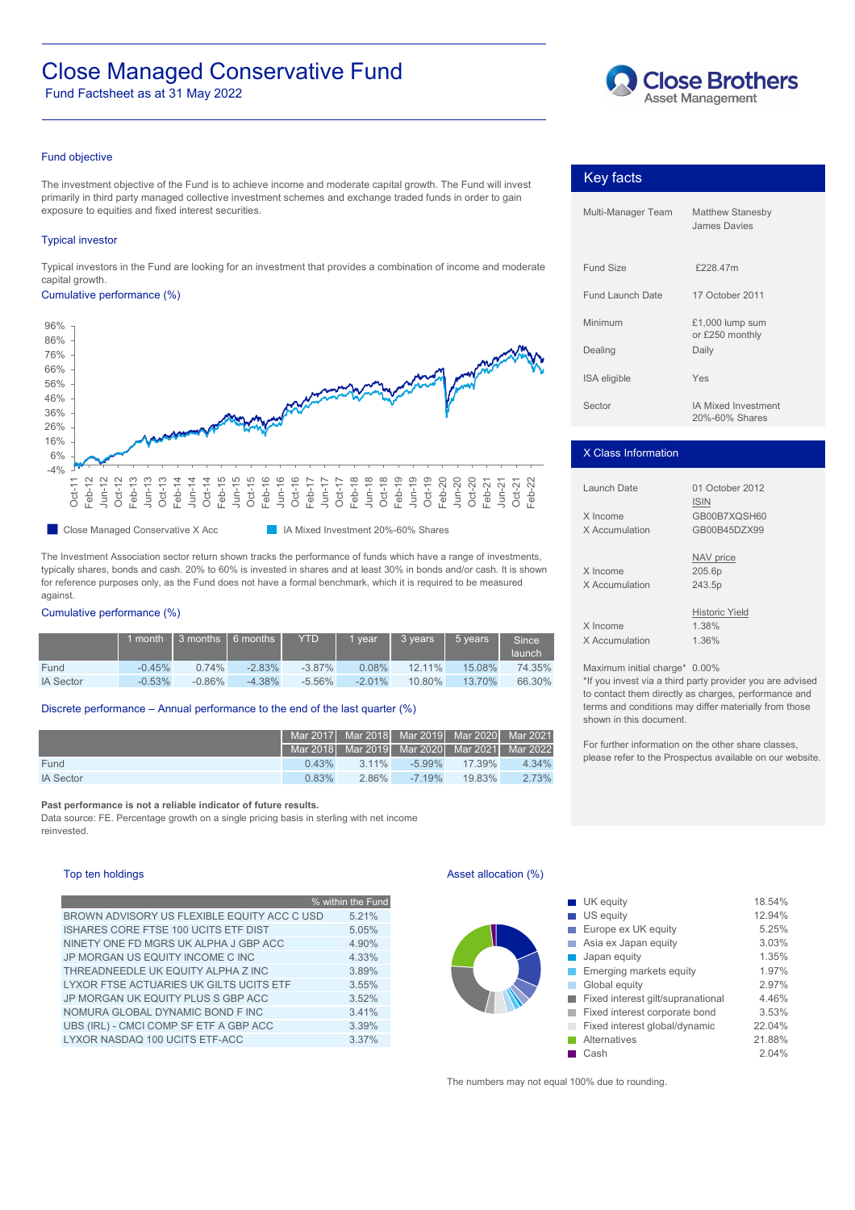# Close Managed Conservative Fund

Fund Factsheet as at 31 May 2022

Close Brothers Asset Management

## Fund objective

The investment objective of the Fund is to achieve income and moderate capital growth. The Fund will invest primarily in third party managed collective investment schemes and exchange traded funds in order to gain exposure to equities and fixed interest securities.

## Typical investor

Typical investors in the Fund are looking for an investment that provides a combination of income and moderate capital growth.

## Cumulative performance (%)

Close Managed Conservative X Acc | IA Mixed Investment 20%-60% Shares

The Investment Association sector return shown tracks the performance of funds which have a range of investments, typically shares, bonds and cash. 20% to 60% is invested in shares and at least 30% in bonds and/or cash. It is shown for reference purposes only, as the Fund does not have a formal benchmark, which it is required to be measured against.

## Cumulative performance (%)

| | 1 month | 3 months | 6 months | YTD | 1 year | 3 years | 5 years | Since launch |
|---|---|---|---|---|---|---|---|---|
| Fund | -0.45% | 0.74% | -2.83% | -3.87% | 0.08% | 12.11% | 15.08% | 74.35% |
| IA Sector | -0.53% | -0.86% | -4.38% | -5.56% | -2.01% | 10.80% | 13.70% | 66.30% |

## Discrete performance – Annual performance to the end of the last quarter (%)

| | Mar 2017 Mar 2018 | Mar 2018 Mar 2019 | Mar 2019 Mar 2020 | Mar 2020 Mar 2021 | Mar 2021 Mar 2022 |
|---|---|---|---|---|---|
| Fund | 0.43% | 3.11% | -5.99% | 17.39% | 4.34% |
| IA Sector | 0.83% | 2.86% | -7.19% | 19.83% | 2.73% |

**Past performance is not a reliable indicator of future results.**

Data source: FE. Percentage growth on a single pricing basis in sterling with net income reinvested.

## Key facts

| | |
|---|---|
| Multi-Manager Team | Matthew Stanesby<br>James Davies |
| Fund Size | £228.47m |
| Fund Launch Date | 17 October 2011 |
| Minimum | £1,000 lump sum or £250 monthly |
| Dealing | Daily |
| ISA eligible | Yes |
| Sector | IA Mixed Investment 20%-60% Shares |

## X Class Information

| | |
|---|---|
| Launch Date | 01 October 2012 |
| | ISIN |
| X Income | GB00B7XQSH60 |
| X Accumulation | GB00B45DZX99 |
| | NAV price |
| X Income | 205.6p |
| X Accumulation | 243.5p |
| | Historic Yield |
| X Income | 1.38% |
| X Accumulation | 1.36% |

Maximum initial charge* 0.00%

*If you invest via a third party provider you are advised to contact them directly as charges, performance and terms and conditions may differ materially from those shown in this document.

For further information on the other share classes, please refer to the Prospectus available on our website.

## Top ten holdings

| | % within the Fund |
|---|---|
| BROWN ADVISORY US FLEXIBLE EQUITY ACC C USD | 5.21% |
| ISHARES CORE FTSE 100 UCITS ETF DIST | 5.05% |
| NINETY ONE FD MGRS UK ALPHA J GBP ACC | 4.90% |
| JP MORGAN US EQUITY INCOME C INC | 4.33% |
| THREADNEEDLE UK EQUITY ALPHA Z INC | 3.89% |
| LYXOR FTSE ACTUARIES UK GILTS UCITS ETF | 3.55% |
| JP MORGAN UK EQUITY PLUS S GBP ACC | 3.52% |
| NOMURA GLOBAL DYNAMIC BOND F INC | 3.41% |
| UBS (IRL) - CMCI COMP SF ETF A GBP ACC | 3.39% |
| LYXOR NASDAQ 100 UCITS ETF-ACC | 3.37% |

## Asset allocation (%)

| | |
|---|---|
| UK equity | 18.54% |
| US equity | 12.94% |
| Europe ex UK equity | 5.25% |
| Asia ex Japan equity | 3.03% |
| Japan equity | 1.35% |
| Emerging markets equity | 1.97% |
| Global equity | 2.97% |
| Fixed interest gilt/supranational | 4.46% |
| Fixed interest corporate bond | 3.53% |
| Fixed interest global/dynamic | 22.04% |
| Alternatives | 21.88% |
| Cash | 2.04% |

The numbers may not equal 100% due to rounding.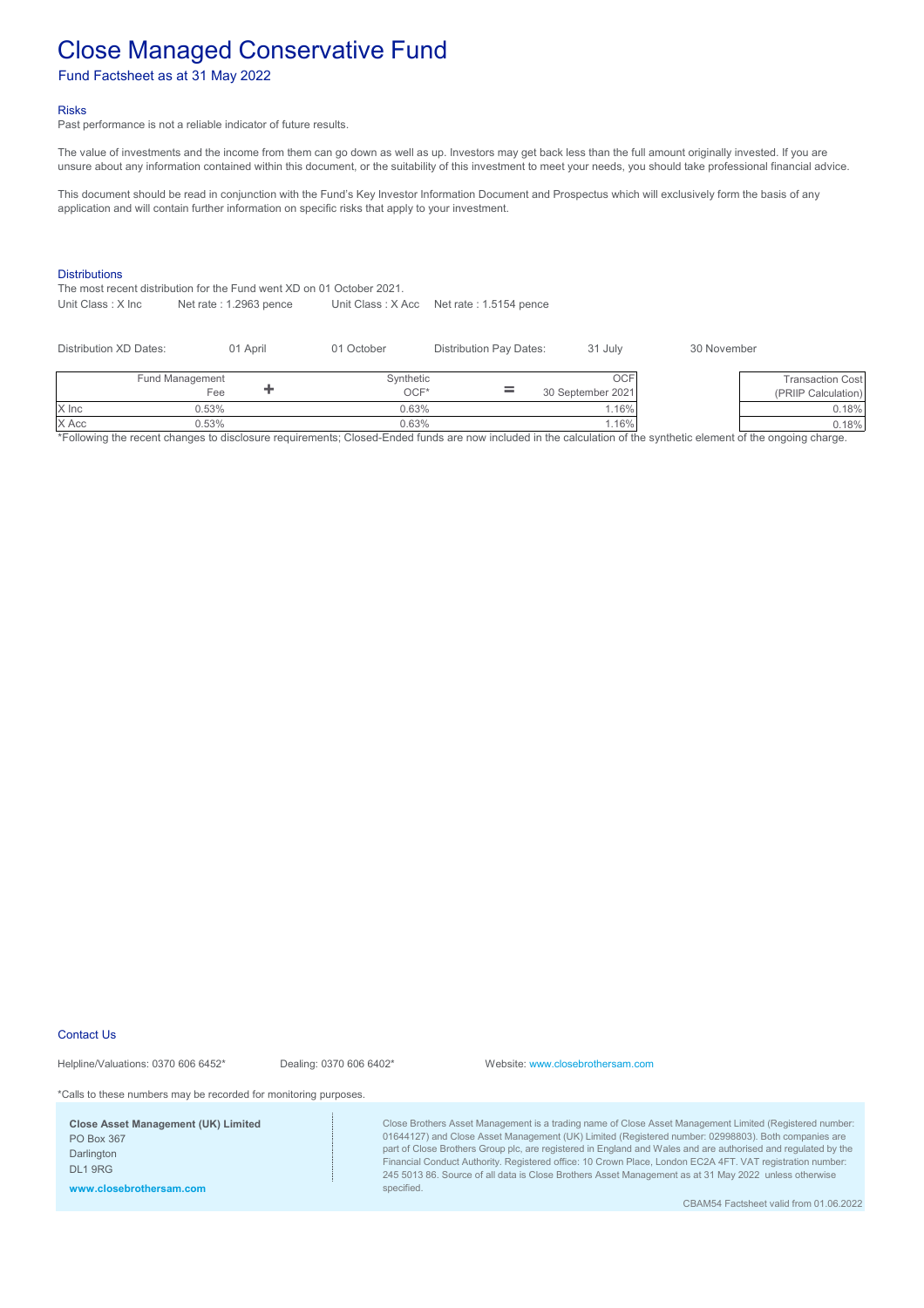# Close Managed Conservative Fund

Fund Factsheet as at 31 May 2022

## Risks

Past performance is not a reliable indicator of future results.

The value of investments and the income from them can go down as well as up. Investors may get back less than the full amount originally invested. If you are unsure about any information contained within this document, or the suitability of this investment to meet your needs, you should take professional financial advice.

This document should be read in conjunction with the Fund's Key Investor Information Document and Prospectus which will exclusively form the basis of any application and will contain further information on specific risks that apply to your investment.

## Distributions

The most recent distribution for the Fund went XD on 01 October 2021.

Unit Class : X Inc    Net rate : 1.2963 pence    Unit Class : X Acc    Net rate : 1.5154 pence

Distribution XD Dates: 01 April  01 October    Distribution Pay Dates: 31 July  30 November

| | Fund Management Fee | + | Synthetic OCF* | = | OCF 30 September 2021 |
|---|---|---|---|---|---|
| X Inc | 0.53% | | 0.63% | | 1.16% |
| X Acc | 0.53% | | 0.63% | | 1.16% |

| Transaction Cost (PRIIP Calculation) |
|---|
| 0.18% |
| 0.18% |

*Following the recent changes to disclosure requirements; Closed-Ended funds are now included in the calculation of the synthetic element of the ongoing charge.

## Contact Us

Helpline/Valuations: 0370 606 6452*    Dealing: 0370 606 6402*    Website: www.closebrothersam.com

*Calls to these numbers may be recorded for monitoring purposes.

**Close Asset Management (UK) Limited**
PO Box 367
Darlington
DL1 9RG

**www.closebrothersam.com**

Close Brothers Asset Management is a trading name of Close Asset Management Limited (Registered number: 01644127) and Close Asset Management (UK) Limited (Registered number: 02998803). Both companies are part of Close Brothers Group plc, are registered in England and Wales and are authorised and regulated by the Financial Conduct Authority. Registered office: 10 Crown Place, London EC2A 4FT. VAT registration number: 245 5013 86. Source of all data is Close Brothers Asset Management as at 31 May 2022 unless otherwise specified.

CBAM54 Factsheet valid from 01.06.2022